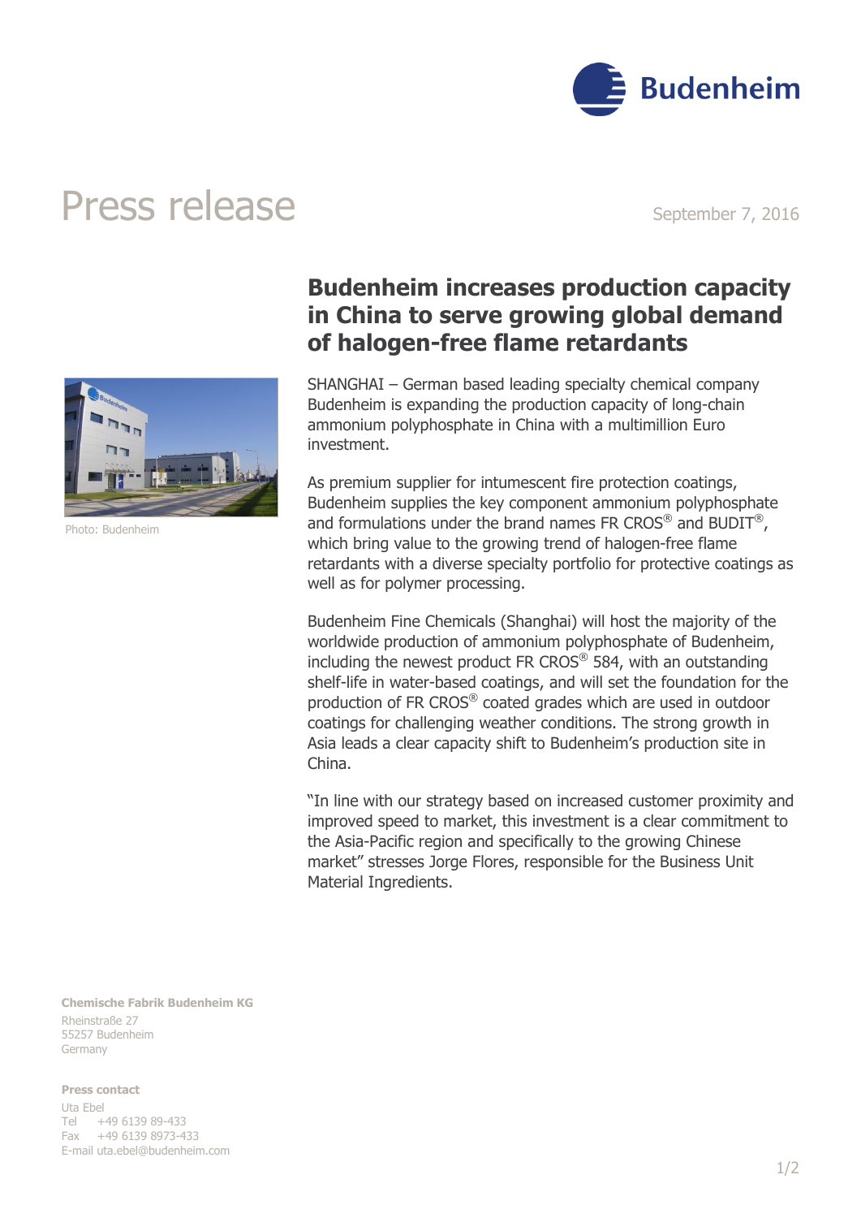Budenheim

# Press release

September 7, 2016

## Budenheim increases production capacity in China to serve growing global demand of halogen-free flame retardants

Photo: Budenheim

SHANGHAI – German based leading specialty chemical company Budenheim is expanding the production capacity of long-chain ammonium polyphosphate in China with a multimillion Euro investment.

As premium supplier for intumescent fire protection coatings, Budenheim supplies the key component ammonium polyphosphate and formulations under the brand names FR CROS® and BUDIT®, which bring value to the growing trend of halogen-free flame retardants with a diverse specialty portfolio for protective coatings as well as for polymer processing.

Budenheim Fine Chemicals (Shanghai) will host the majority of the worldwide production of ammonium polyphosphate of Budenheim, including the newest product FR CROS® 584, with an outstanding shelf-life in water-based coatings, and will set the foundation for the production of FR CROS® coated grades which are used in outdoor coatings for challenging weather conditions. The strong growth in Asia leads a clear capacity shift to Budenheim's production site in China.

"In line with our strategy based on increased customer proximity and improved speed to market, this investment is a clear commitment to the Asia-Pacific region and specifically to the growing Chinese market" stresses Jorge Flores, responsible for the Business Unit Material Ingredients.

**Chemische Fabrik Budenheim KG**
Rheinstraße 27
55257 Budenheim
Germany

**Press contact**
Uta Ebel
Tel +49 6139 89-433
Fax +49 6139 8973-433
E-mail uta.ebel@budenheim.com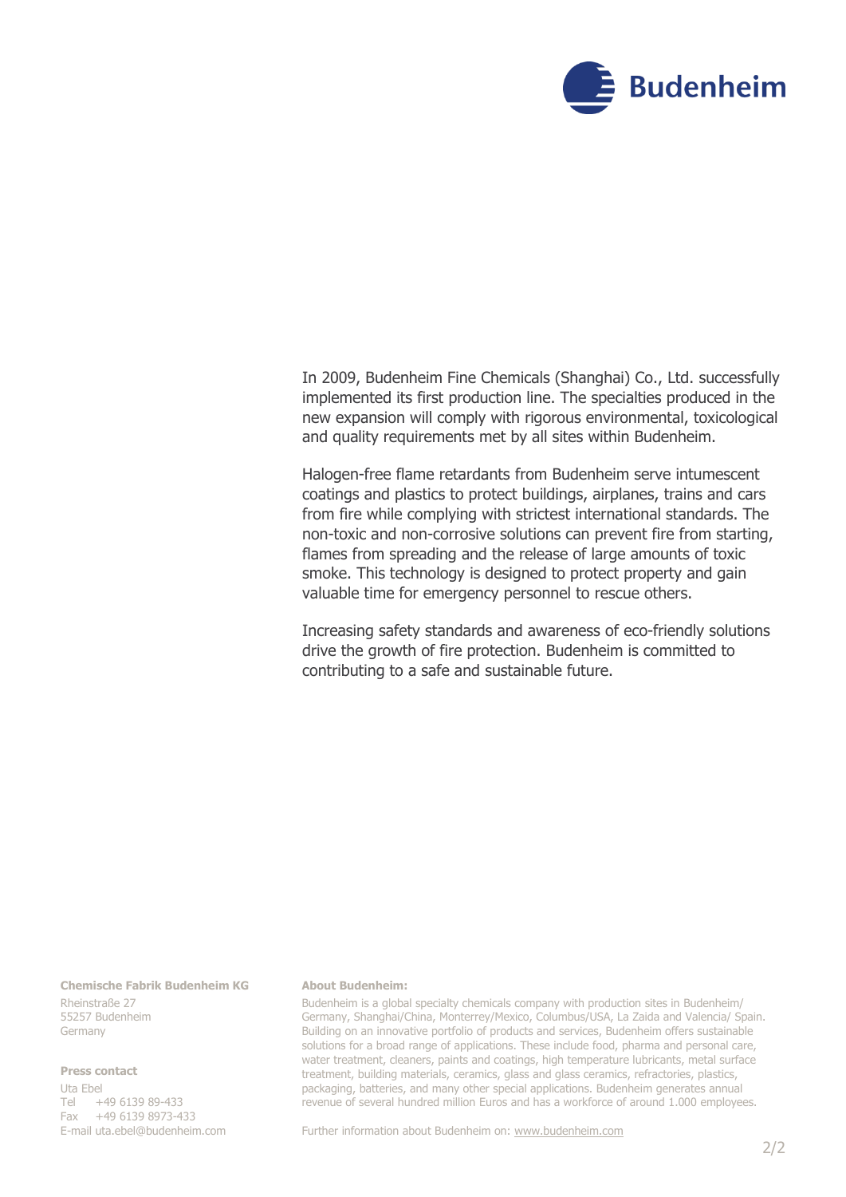In 2009, Budenheim Fine Chemicals (Shanghai) Co., Ltd. successfully implemented its first production line. The specialties produced in the new expansion will comply with rigorous environmental, toxicological and quality requirements met by all sites within Budenheim.

Halogen-free flame retardants from Budenheim serve intumescent coatings and plastics to protect buildings, airplanes, trains and cars from fire while complying with strictest international standards. The non-toxic and non-corrosive solutions can prevent fire from starting, flames from spreading and the release of large amounts of toxic smoke. This technology is designed to protect property and gain valuable time for emergency personnel to rescue others.

Increasing safety standards and awareness of eco-friendly solutions drive the growth of fire protection. Budenheim is committed to contributing to a safe and sustainable future.

**Chemische Fabrik Budenheim KG**

Rheinstraße 27
55257 Budenheim
Germany

**Press contact**

Uta Ebel
Tel +49 6139 89-433
Fax +49 6139 8973-433
E-mail uta.ebel@budenheim.com

**About Budenheim:**

Budenheim is a global specialty chemicals company with production sites in Budenheim/ Germany, Shanghai/China, Monterrey/Mexico, Columbus/USA, La Zaida and Valencia/ Spain. Building on an innovative portfolio of products and services, Budenheim offers sustainable solutions for a broad range of applications. These include food, pharma and personal care, water treatment, cleaners, paints and coatings, high temperature lubricants, metal surface treatment, building materials, ceramics, glass and glass ceramics, refractories, plastics, packaging, batteries, and many other special applications. Budenheim generates annual revenue of several hundred million Euros and has a workforce of around 1.000 employees.

Further information about Budenheim on: www.budenheim.com